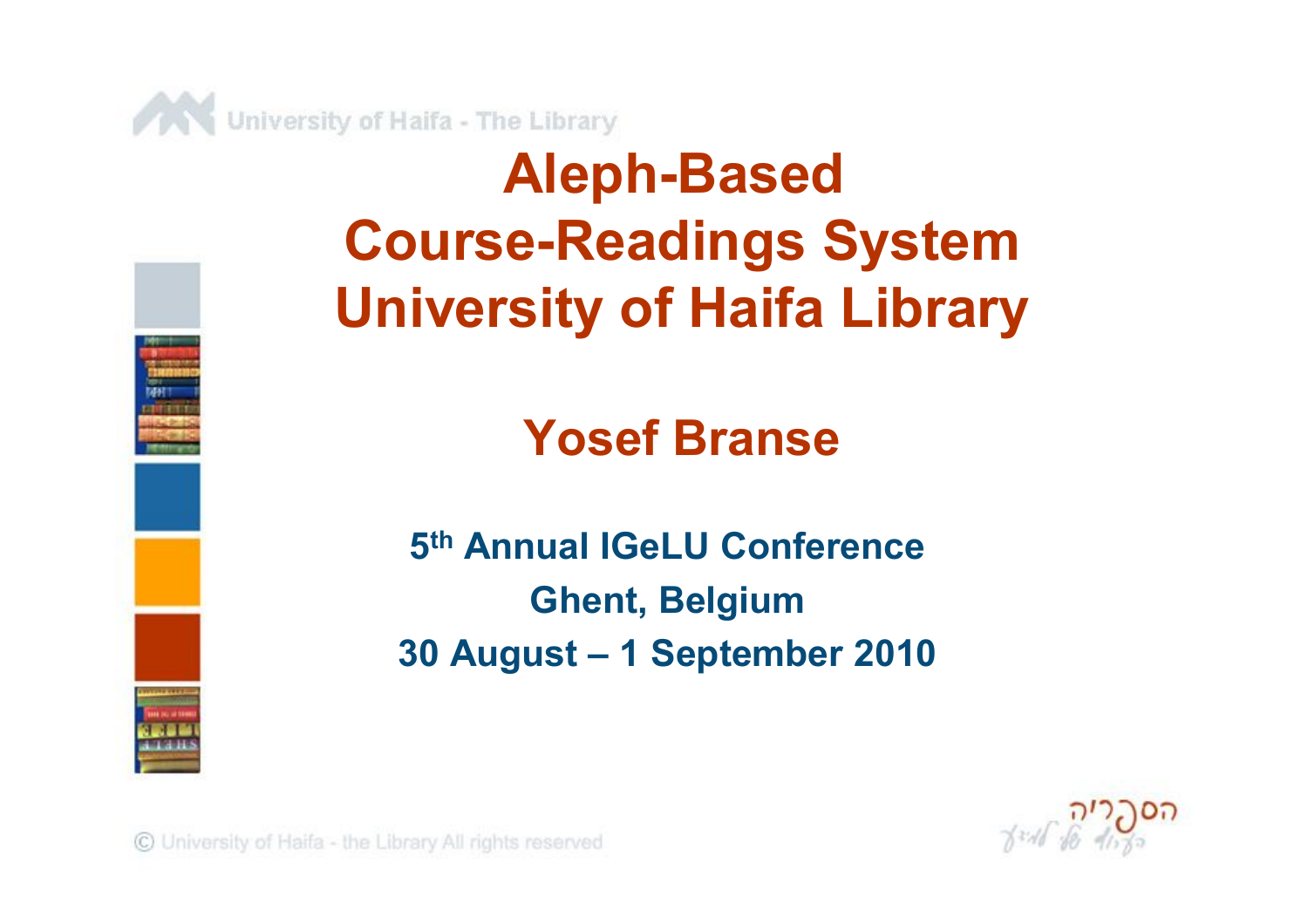# Aleph-Based Course-Readings System University of Haifa Library

## Yosef Branse

**5th Annual IGeLU Conference**
**Ghent, Belgium**
**30 August – 1 September 2010**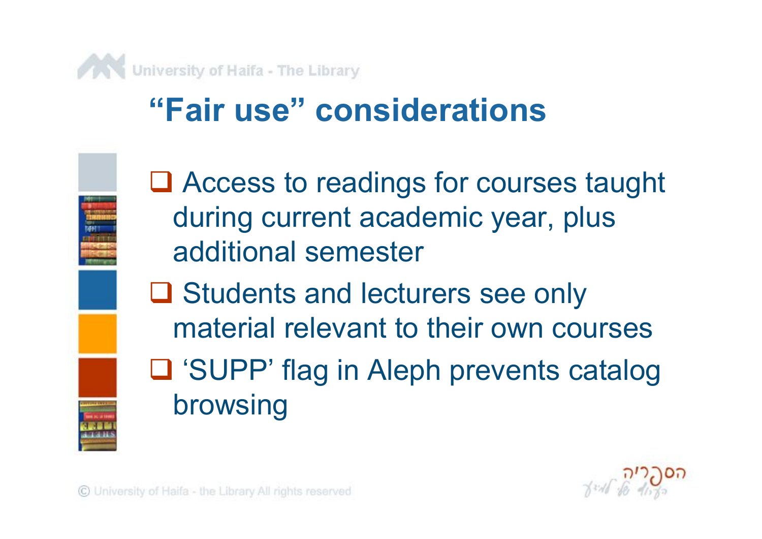# "Fair use" considerations

- Access to readings for courses taught during current academic year, plus additional semester
- Students and lecturers see only material relevant to their own courses
- 'SUPP' flag in Aleph prevents catalog browsing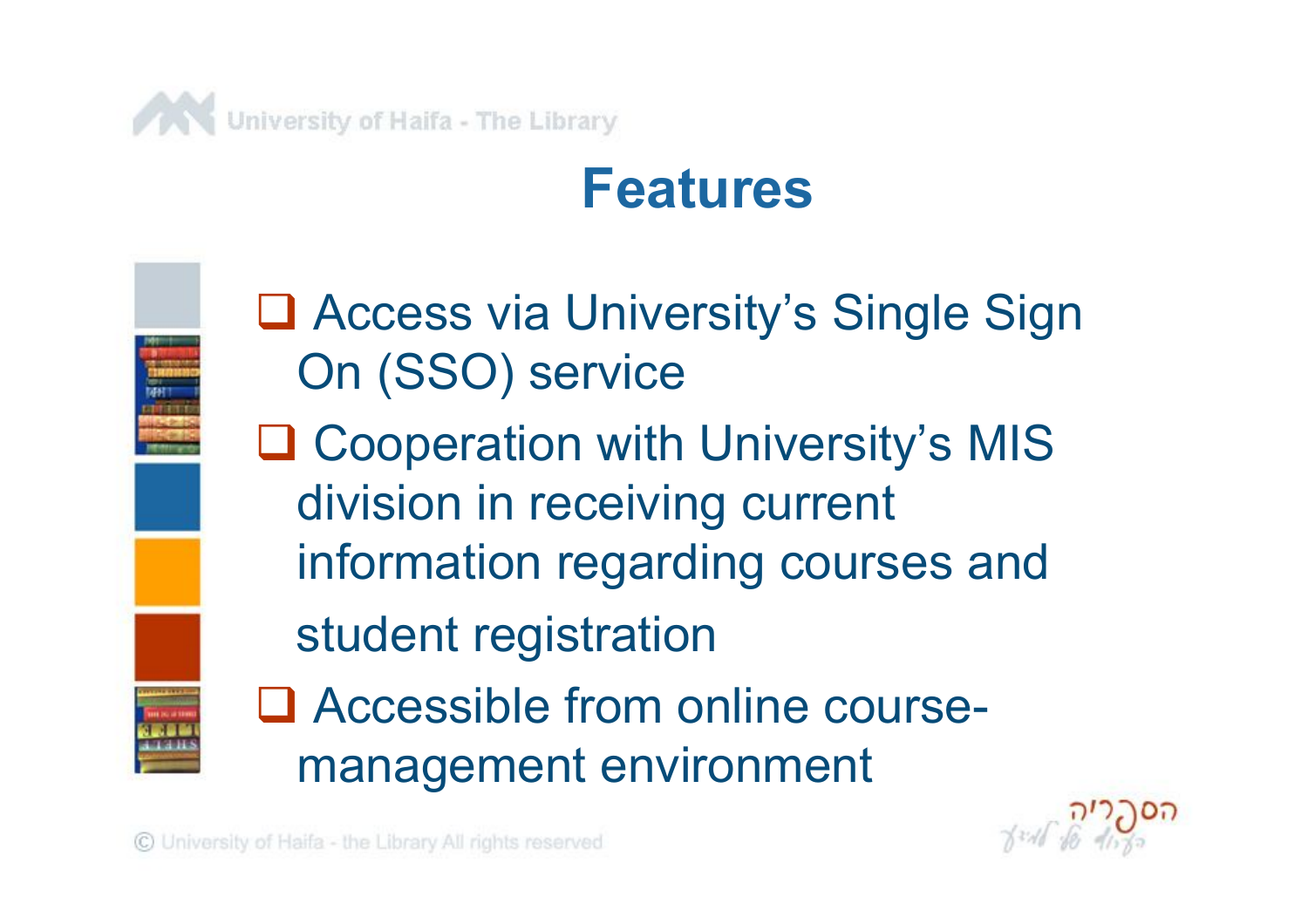# Features

- Access via University's Single Sign On (SSO) service
- Cooperation with University's MIS division in receiving current information regarding courses and student registration
- Accessible from online course-management environment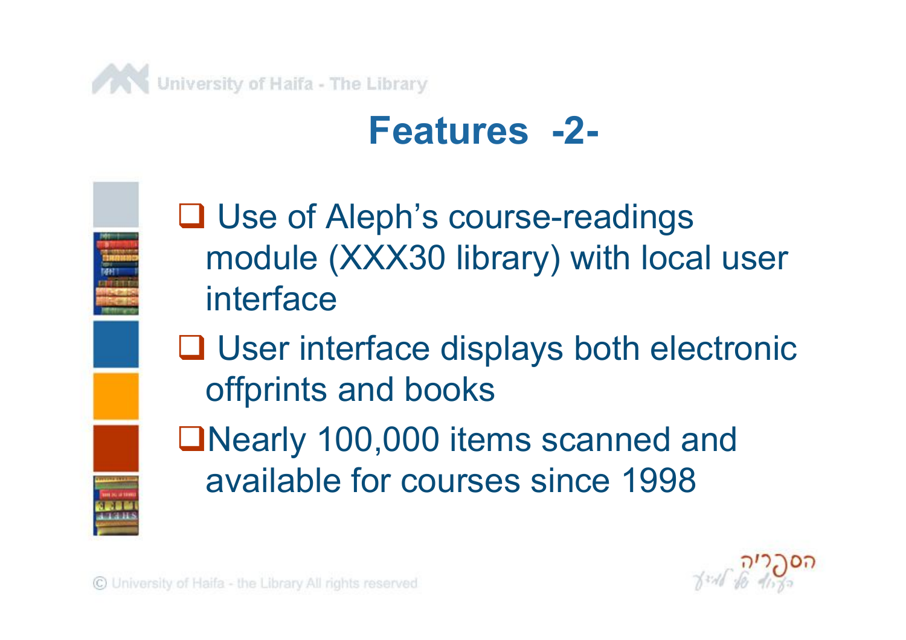## Features -2-

- Use of Aleph's course-readings module (XXX30 library) with local user interface
- User interface displays both electronic offprints and books
- Nearly 100,000 items scanned and available for courses since 1998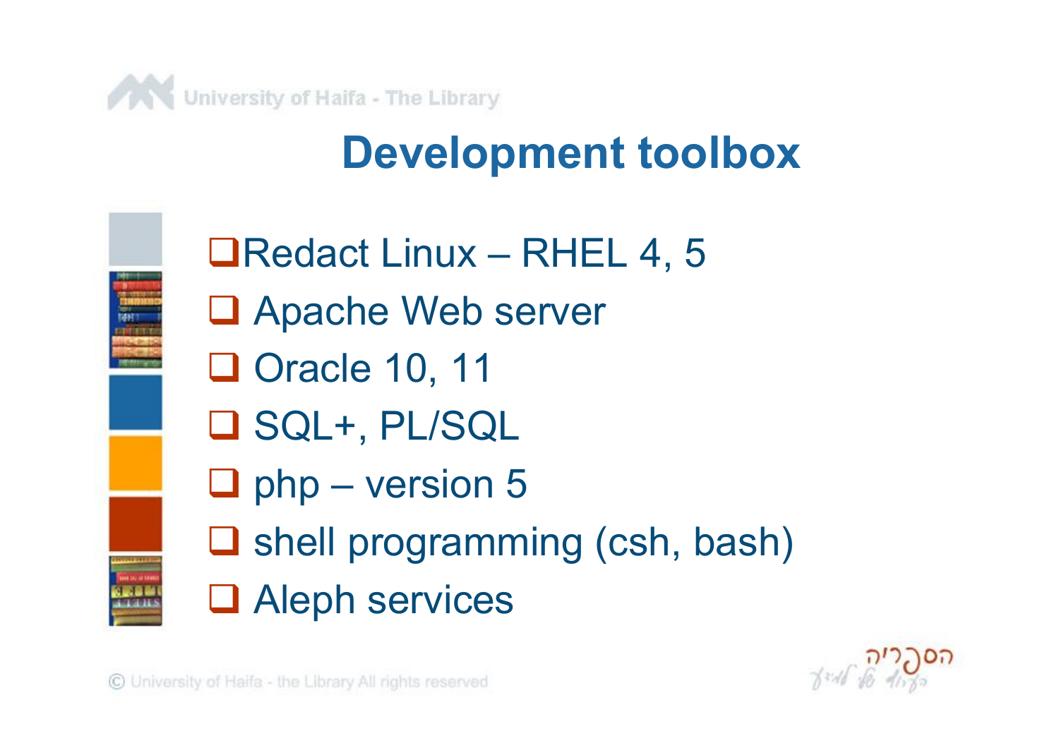# Development toolbox

- Redact Linux – RHEL 4, 5
- Apache Web server
- Oracle 10, 11
- SQL+, PL/SQL
- php – version 5
- shell programming (csh, bash)
- Aleph services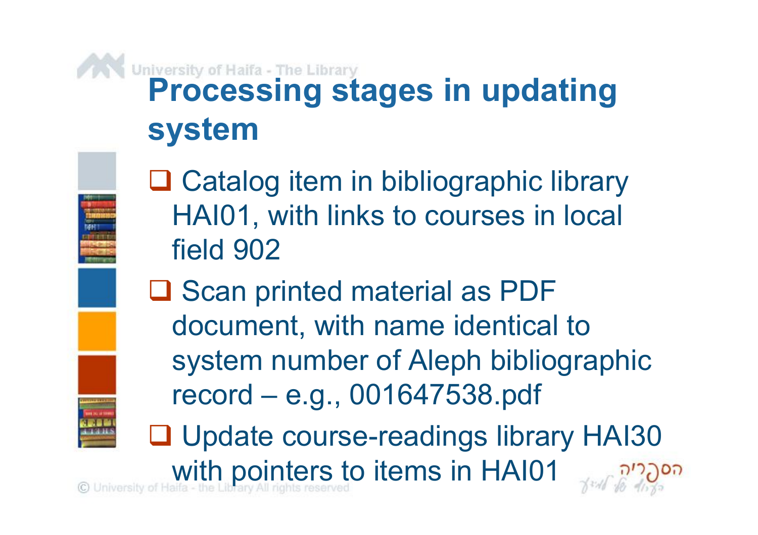# Processing stages in updating system

- Catalog item in bibliographic library HAI01, with links to courses in local field 902
- Scan printed material as PDF document, with name identical to system number of Aleph bibliographic record – e.g., 001647538.pdf
- Update course-readings library HAI30 with pointers to items in HAI01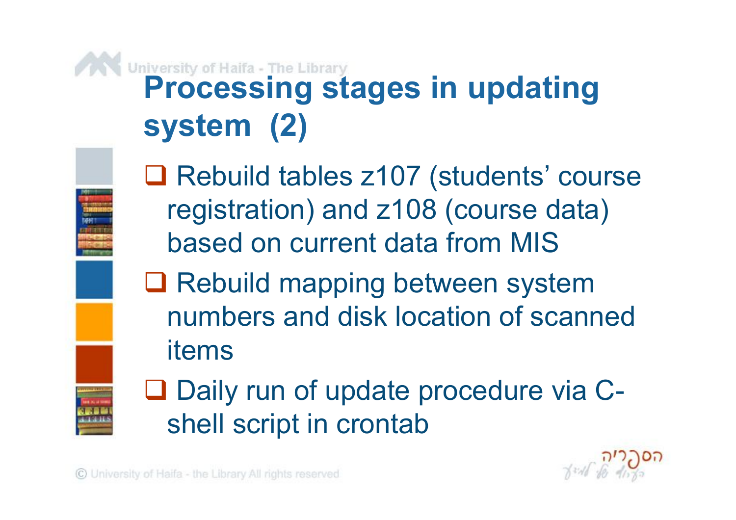# Processing stages in updating system (2)

- Rebuild tables z107 (students' course registration) and z108 (course data) based on current data from MIS
- Rebuild mapping between system numbers and disk location of scanned items
- Daily run of update procedure via C-shell script in crontab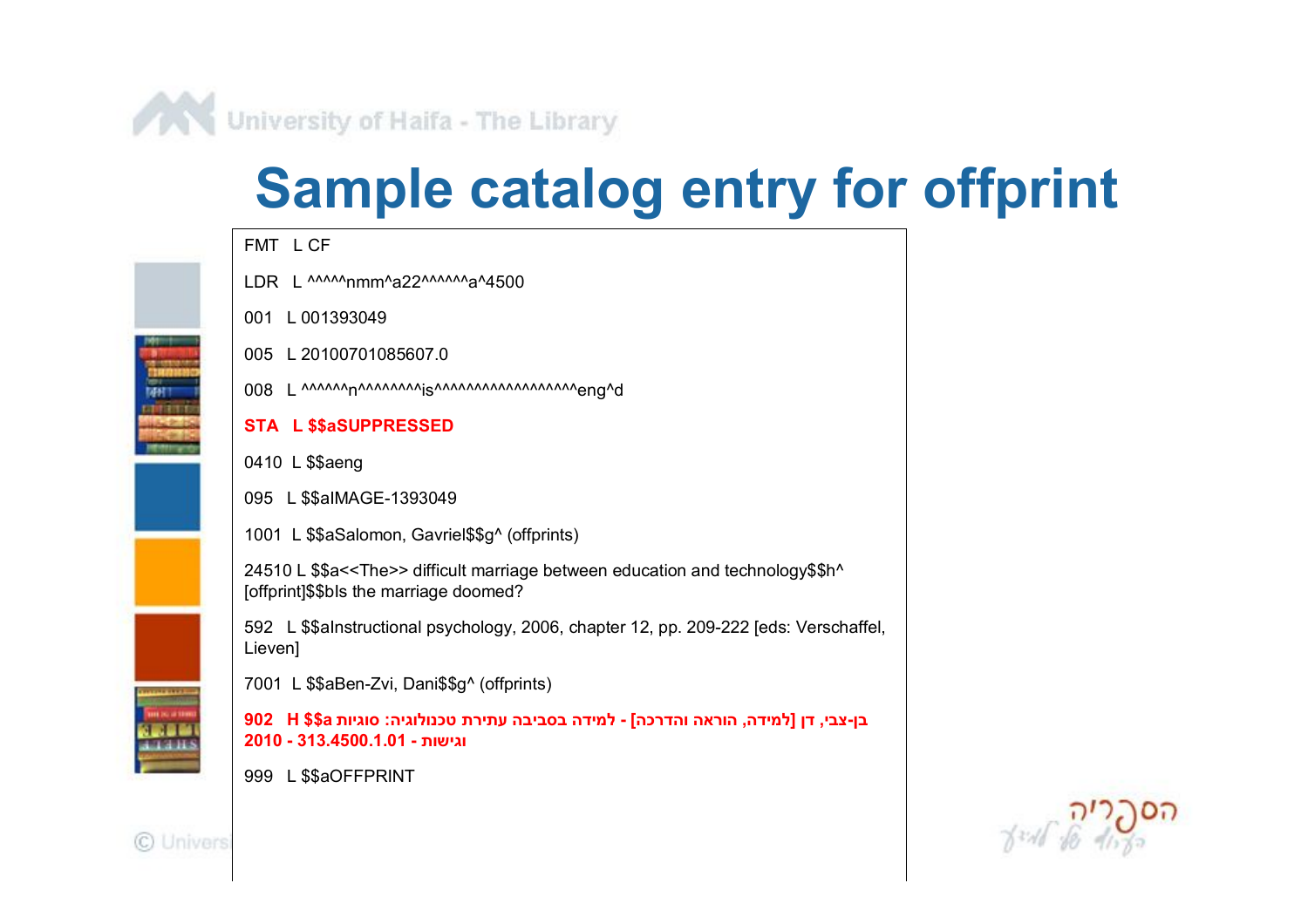# Sample catalog entry for offprint

FMT L CF

LDR L ^^^^^nmm^a22^^^^^^a^4500

001 L 001393049

005 L 20100701085607.0

008 L ^^^^^^n^^^^^^^^^is^^^^^^^^^^^^^^^^^^eng^d

**STA L $$aSUPPRESSED**

0410 L $$aeng

095 L $$aIMAGE-1393049

1001 L $$aSalomon, Gavriel$$g^ (offprints)

24510 L $$a<<The>> difficult marriage between education and technology$$h^ [offprint]$$bIs the marriage doomed?

592 L $$aInstructional psychology, 2006, chapter 12, pp. 209-222 [eds: Verschaffel, Lieven]

7001 L $$aBen-Zvi, Dani$$g^ (offprints)

**902 H $$a בן-צבי, דן [למידה, הוראה והדרכה] - למידה בסביבה עתירת טכנולוגיה: סוגיות וגישות - 313.4500.1.01 - 2010**

999 L $$aOFFPRINT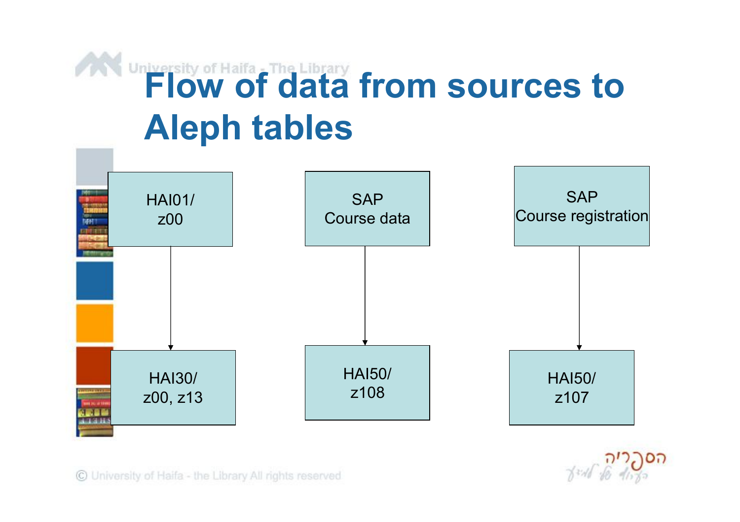# Flow of data from sources to Aleph tables

HAI01/ z00 → HAI30/ z00, z13

SAP Course data → HAI50/ z108

SAP Course registration → HAI50/ z107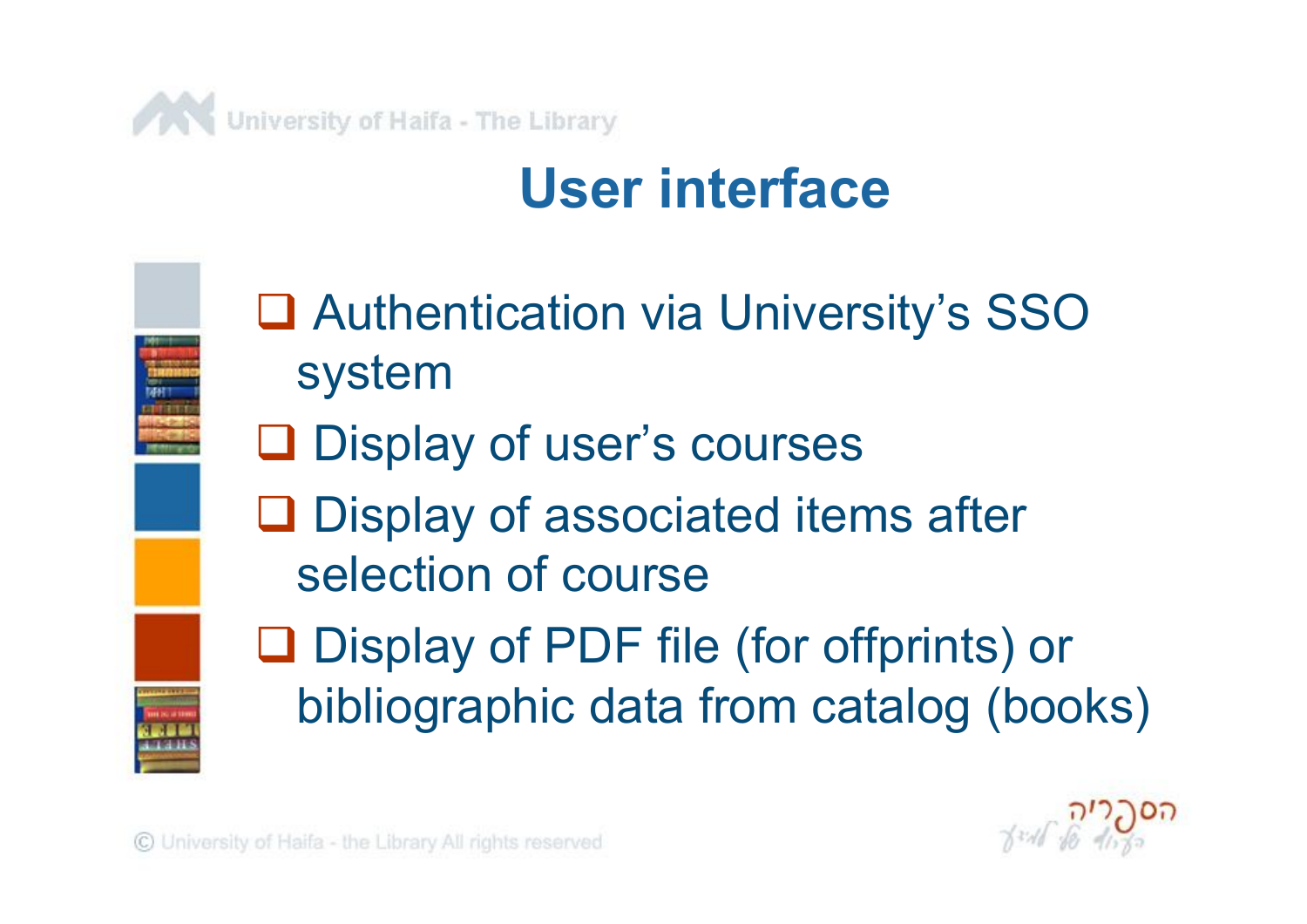# User interface

- Authentication via University's SSO system
- Display of user's courses
- Display of associated items after selection of course
- Display of PDF file (for offprints) or bibliographic data from catalog (books)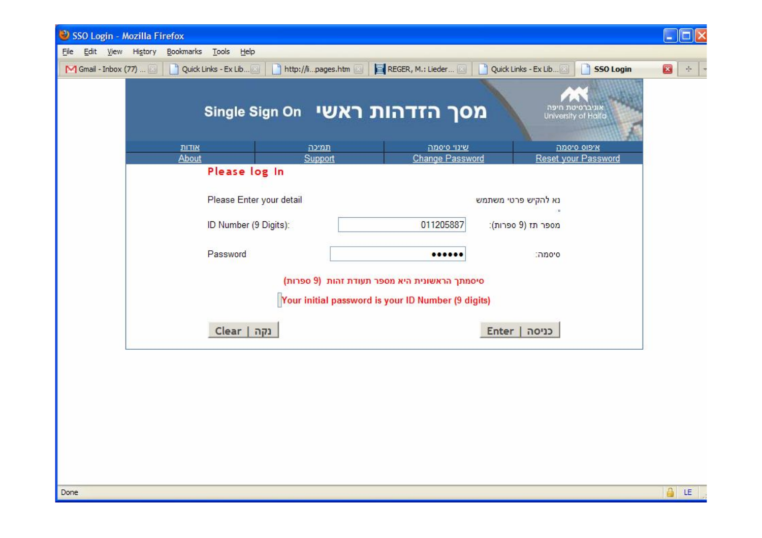SSO Login - Mozilla Firefox

File Edit View History Bookmarks Tools Help

Gmail - Inbox (77) ... | Quick Links - Ex Lib... | http://li...pages.htm | REGER, M.: Lieder... | Quick Links - Ex Lib... | SSO Login

Single Sign On מסך הזדהות ראשי

אוניברסיטת חיפה University of Haifa

| אודות About | תמיכה Support | שינוי סיסמה Change Password | איפוס סיסמה Reset your Password |
|---|---|---|---|

**Please log In**

Please Enter your detail — נא להקיש פרטי משתמש

ID Number (9 Digits): 011205887 :מספר תז (9 ספרות)

Password •••••• :סיסמה

סיסמתך הראשונית היא מספר תעודת זהות (9 ספרות)

Your initial password is your ID Number (9 digits)

Clear | נקה — Enter | כניסה

Done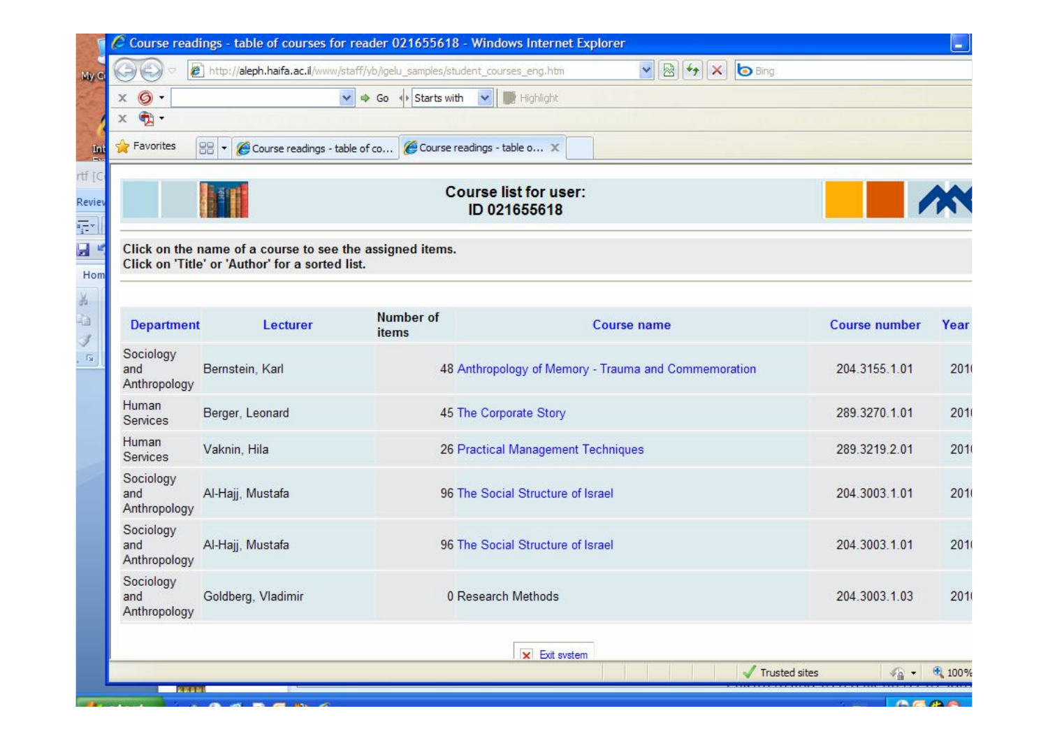# Course list for user: ID 021655618

Click on the name of a course to see the assigned items.
Click on 'Title' or 'Author' for a sorted list.

| Department | Lecturer | Number of items | Course name | Course number | Year |
|---|---|---|---|---|---|
| Sociology and Anthropology | Bernstein, Karl | 48 | Anthropology of Memory - Trauma and Commemoration | 204.3155.1.01 | 201 |
| Human Services | Berger, Leonard | 45 | The Corporate Story | 289.3270.1.01 | 201 |
| Human Services | Vaknin, Hila | 26 | Practical Management Techniques | 289.3219.2.01 | 201 |
| Sociology and Anthropology | Al-Hajj, Mustafa | 96 | The Social Structure of Israel | 204.3003.1.01 | 201 |
| Sociology and Anthropology | Al-Hajj, Mustafa | 96 | The Social Structure of Israel | 204.3003.1.01 | 201 |
| Sociology and Anthropology | Goldberg, Vladimir | 0 | Research Methods | 204.3003.1.03 | 201 |

Exit system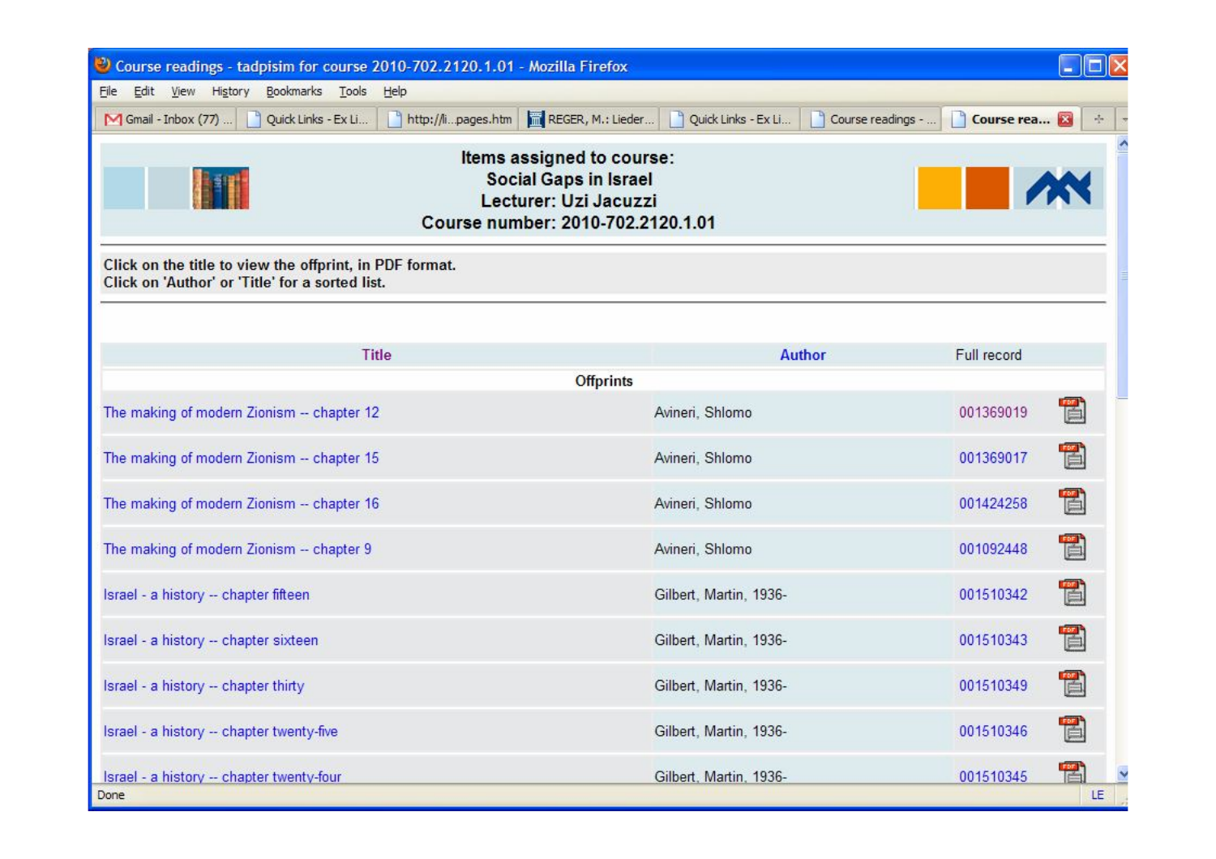**Items assigned to course:**
**Social Gaps in Israel**
**Lecturer: Uzi Jacuzzi**
**Course number: 2010-702.2120.1.01**

Click on the title to view the offprint, in PDF format.
Click on 'Author' or 'Title' for a sorted list.

| Title | Author | Full record |
|---|---|---|
| **Offprints** | | |
| The making of modern Zionism -- chapter 12 | Avineri, Shlomo | 001369019 |
| The making of modern Zionism -- chapter 15 | Avineri, Shlomo | 001369017 |
| The making of modern Zionism -- chapter 16 | Avineri, Shlomo | 001424258 |
| The making of modern Zionism -- chapter 9 | Avineri, Shlomo | 001092448 |
| Israel - a history -- chapter fifteen | Gilbert, Martin, 1936- | 001510342 |
| Israel - a history -- chapter sixteen | Gilbert, Martin, 1936- | 001510343 |
| Israel - a history -- chapter thirty | Gilbert, Martin, 1936- | 001510349 |
| Israel - a history -- chapter twenty-five | Gilbert, Martin, 1936- | 001510346 |
| Israel - a history -- chapter twenty-four | Gilbert, Martin, 1936- | 001510345 |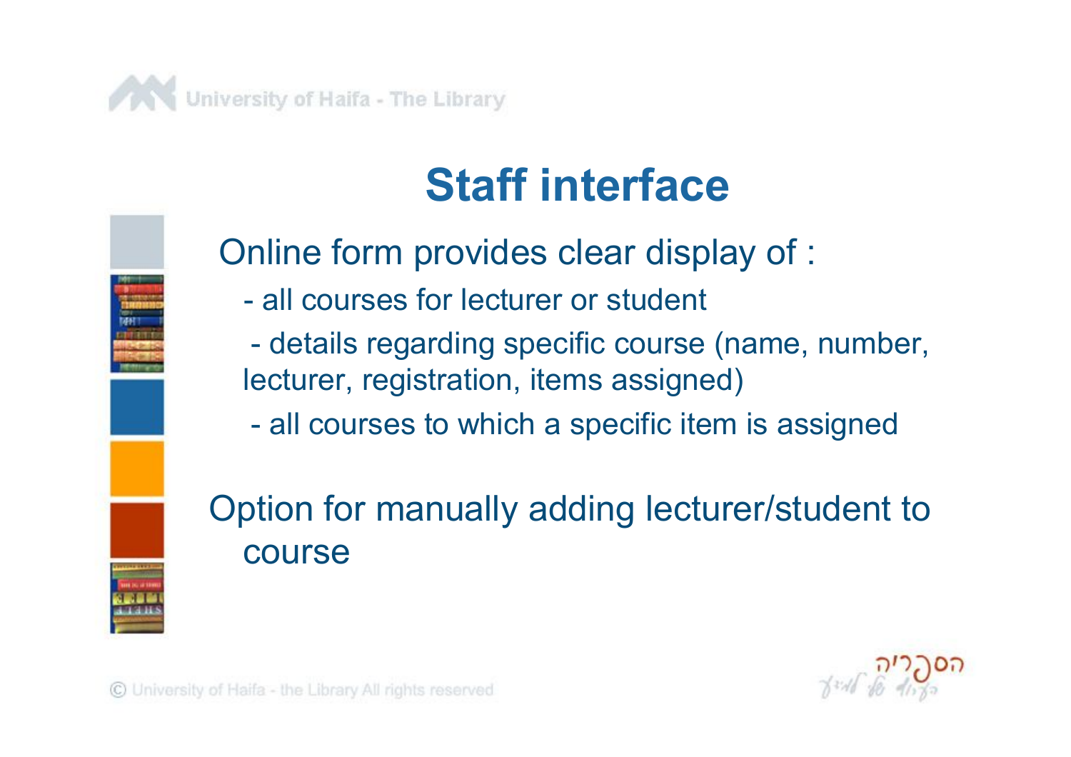# Staff interface

Online form provides clear display of :

- all courses for lecturer or student
- details regarding specific course (name, number, lecturer, registration, items assigned)
- all courses to which a specific item is assigned

Option for manually adding lecturer/student to course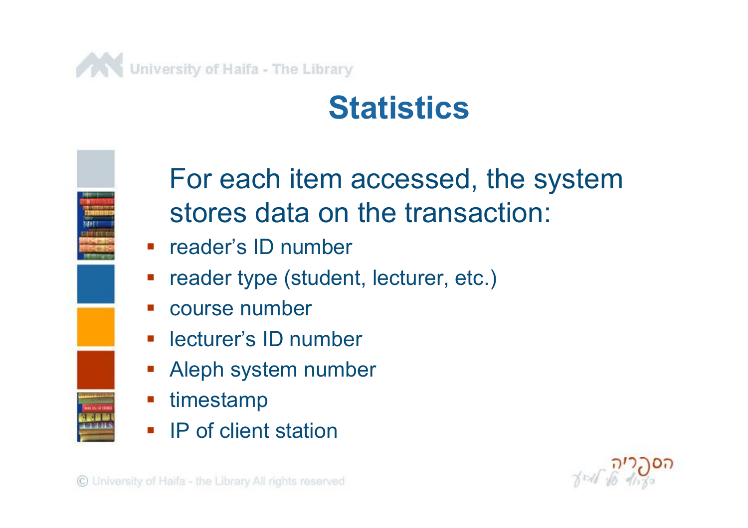# Statistics

For each item accessed, the system stores data on the transaction:

- reader's ID number
- reader type (student, lecturer, etc.)
- course number
- lecturer's ID number
- Aleph system number
- timestamp
- IP of client station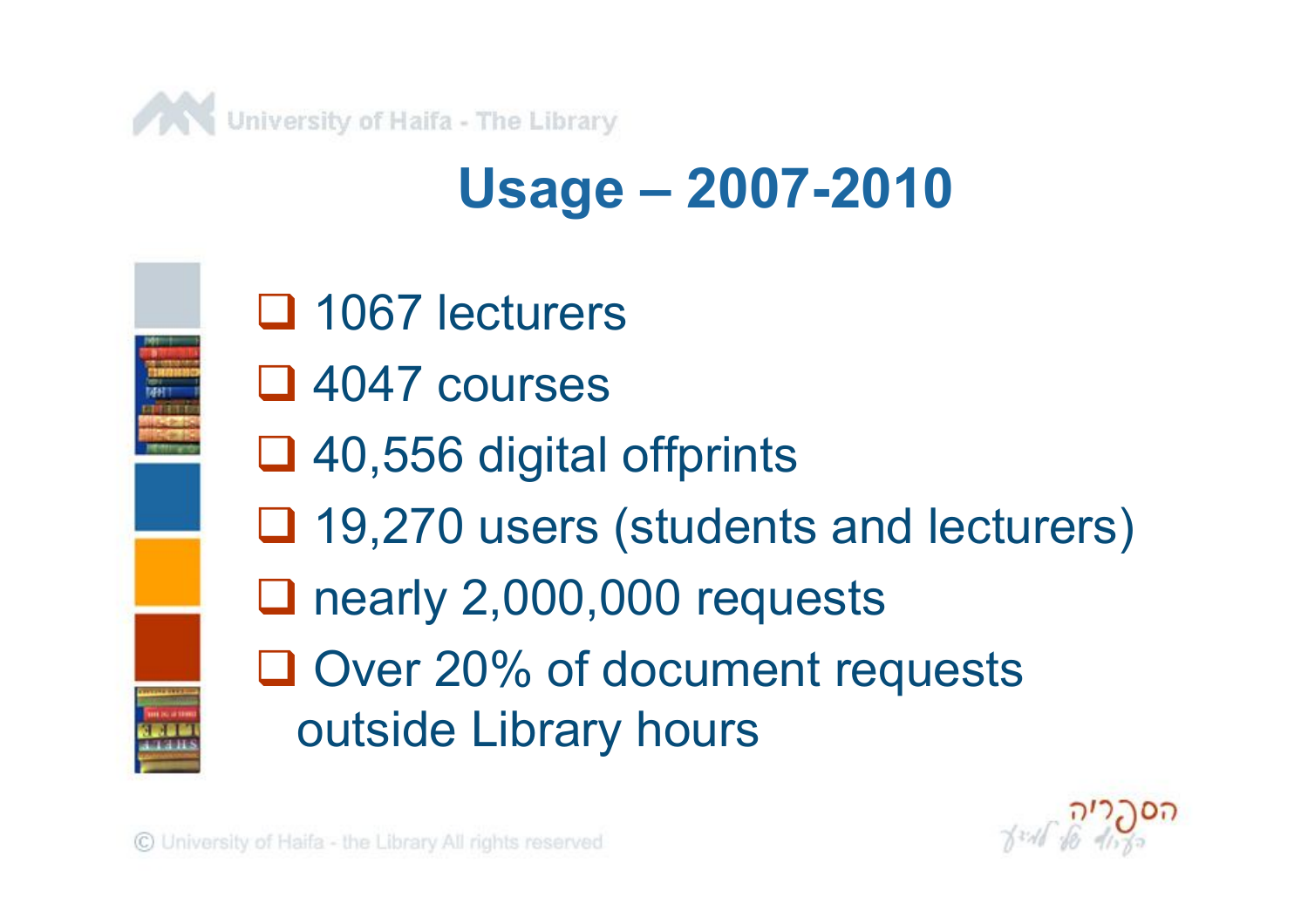# Usage – 2007-2010

- 1067 lecturers
- 4047 courses
- 40,556 digital offprints
- 19,270 users (students and lecturers)
- nearly 2,000,000 requests
- Over 20% of document requests outside Library hours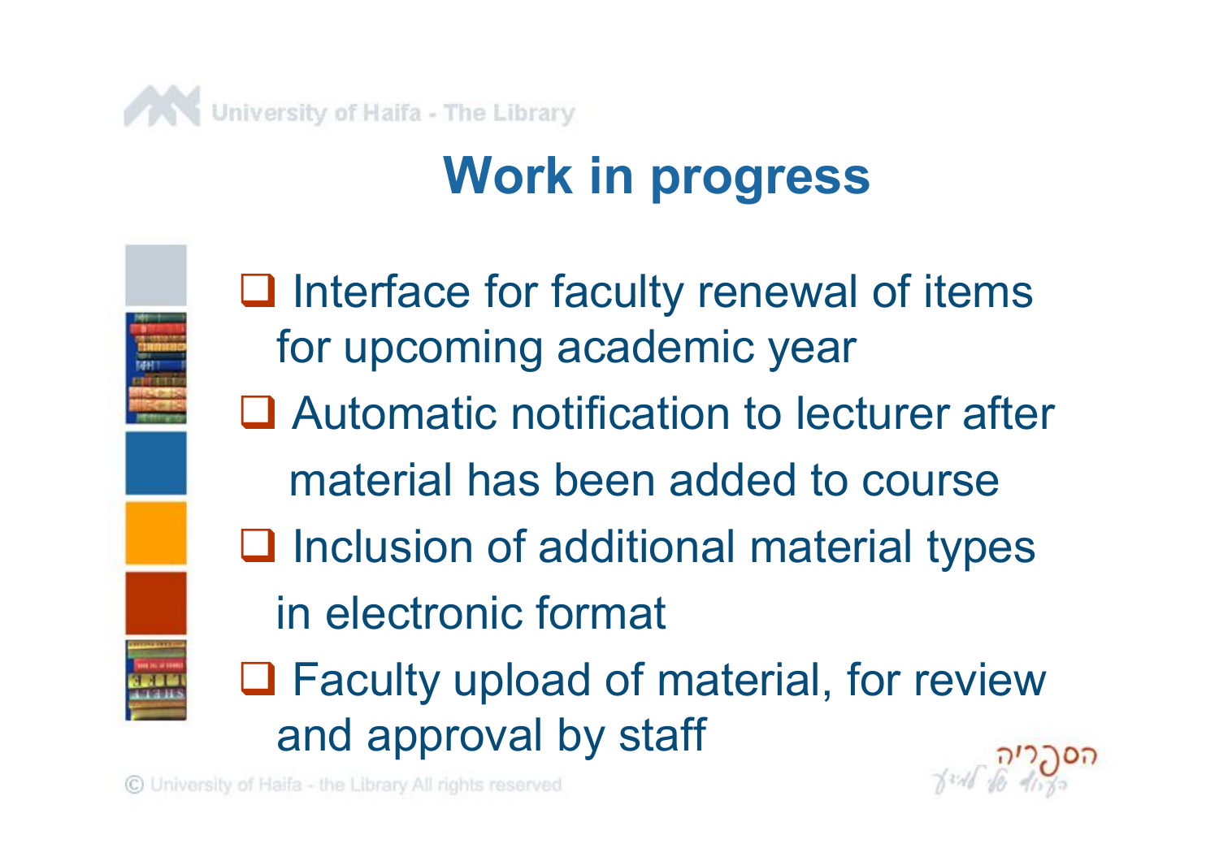# Work in progress

- Interface for faculty renewal of items for upcoming academic year
- Automatic notification to lecturer after material has been added to course
- Inclusion of additional material types in electronic format
- Faculty upload of material, for review and approval by staff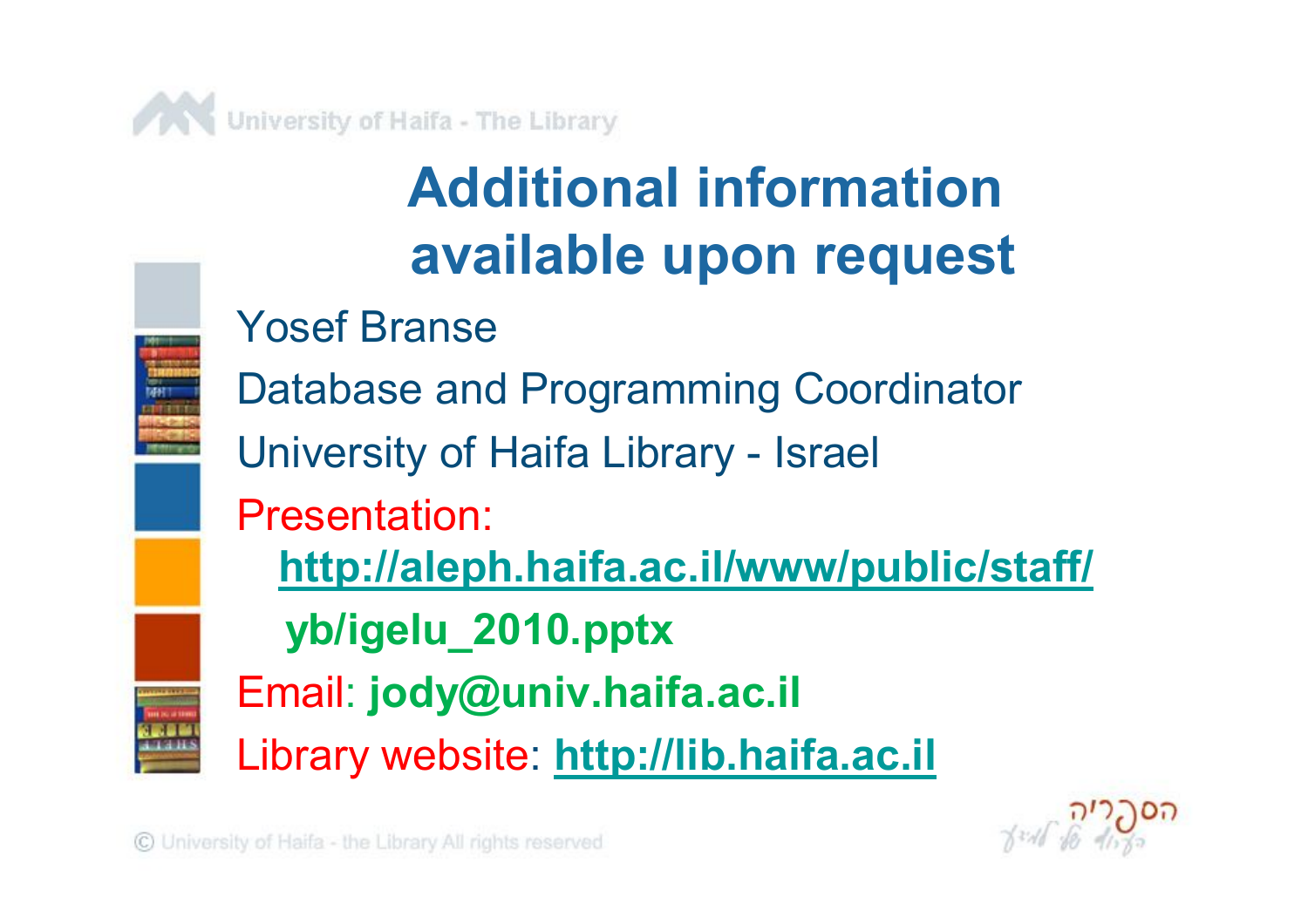# Additional information available upon request

Yosef Branse

Database and Programming Coordinator

University of Haifa Library - Israel

Presentation:

**http://aleph.haifa.ac.il/www/public/staff/yb/igelu_2010.pptx**

Email: **jody@univ.haifa.ac.il**

Library website: **http://lib.haifa.ac.il**